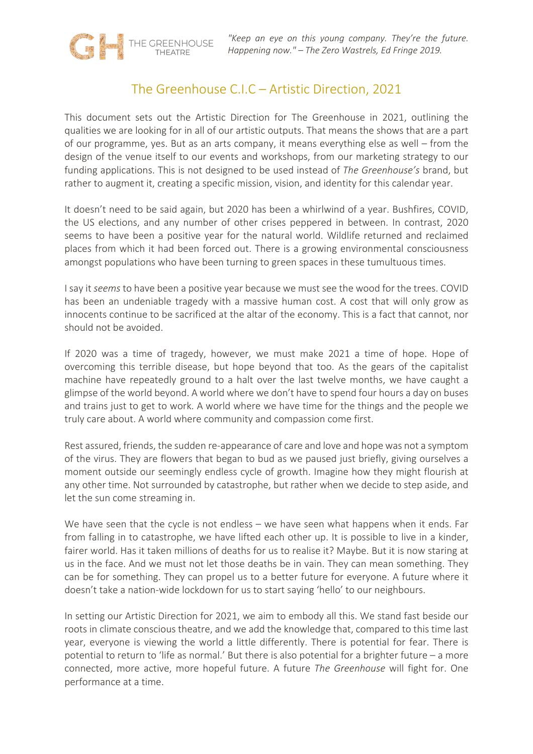"Keep an eye on this young company. They're the future. Happening now." – The Zero Wastrels, Ed Fringe 2019.

# The Greenhouse C.I.C – Artistic Direction, 2021

This document sets out the Artistic Direction for The Greenhouse in 2021, outlining the qualities we are looking for in all of our artistic outputs. That means the shows that are a part of our programme, yes. But as an arts company, it means everything else as well – from the design of the venue itself to our events and workshops, from our marketing strategy to our funding applications. This is not designed to be used instead of *The Greenhouse's* brand, but rather to augment it, creating a specific mission, vision, and identity for this calendar year.

It doesn't need to be said again, but 2020 has been a whirlwind of a year. Bushfires, COVID, the US elections, and any number of other crises peppered in between. In contrast, 2020 seems to have been a positive year for the natural world. Wildlife returned and reclaimed places from which it had been forced out. There is a growing environmental consciousness amongst populations who have been turning to green spaces in these tumultuous times.

I say it *seems* to have been a positive year because we must see the wood for the trees. COVID has been an undeniable tragedy with a massive human cost. A cost that will only grow as innocents continue to be sacrificed at the altar of the economy. This is a fact that cannot, nor should not be avoided.

If 2020 was a time of tragedy, however, we must make 2021 a time of hope. Hope of overcoming this terrible disease, but hope beyond that too. As the gears of the capitalist machine have repeatedly ground to a halt over the last twelve months, we have caught a glimpse of the world beyond. A world where we don't have to spend four hours a day on buses and trains just to get to work. A world where we have time for the things and the people we truly care about. A world where community and compassion come first.

Rest assured, friends, the sudden re-appearance of care and love and hope was not a symptom of the virus. They are flowers that began to bud as we paused just briefly, giving ourselves a moment outside our seemingly endless cycle of growth. Imagine how they might flourish at any other time. Not surrounded by catastrophe, but rather when we decide to step aside, and let the sun come streaming in.

We have seen that the cycle is not endless – we have seen what happens when it ends. Far from falling in to catastrophe, we have lifted each other up. It is possible to live in a kinder, fairer world. Has it taken millions of deaths for us to realise it? Maybe. But it is now staring at us in the face. And we must not let those deaths be in vain. They can mean something. They can be for something. They can propel us to a better future for everyone. A future where it doesn't take a nation-wide lockdown for us to start saying 'hello' to our neighbours.

In setting our Artistic Direction for 2021, we aim to embody all this. We stand fast beside our roots in climate conscious theatre, and we add the knowledge that, compared to this time last year, everyone is viewing the world a little differently. There is potential for fear. There is potential to return to 'life as normal.' But there is also potential for a brighter future – a more connected, more active, more hopeful future. A future *The Greenhouse* will fight for. One performance at a time.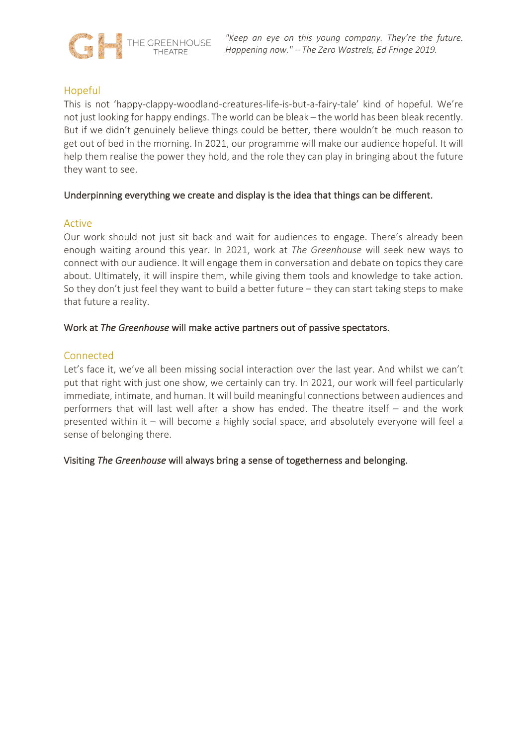## Hopeful

This is not 'happy-clappy-woodland-creatures-life-is-but-a-fairy-tale' kind of hopeful. We're not just looking for happy endings. The world can be bleak – the world has been bleak recently. But if we didn't genuinely believe things could be better, there wouldn't be much reason to get out of bed in the morning. In 2021, our programme will make our audience hopeful. It will help them realise the power they hold, and the role they can play in bringing about the future they want to see.

Underpinning everything we create and display is the idea that things can be different.

## Active

Our work should not just sit back and wait for audiences to engage. There's already been enough waiting around this year. In 2021, work at *The Greenhouse* will seek new ways to connect with our audience. It will engage them in conversation and debate on topics they care about. Ultimately, it will inspire them, while giving them tools and knowledge to take action. So they don't just feel they want to build a better future – they can start taking steps to make that future a reality.

Work at *The Greenhouse* will make active partners out of passive spectators.

## Connected

Let's face it, we've all been missing social interaction over the last year. And whilst we can't put that right with just one show, we certainly can try. In 2021, our work will feel particularly immediate, intimate, and human. It will build meaningful connections between audiences and performers that will last well after a show has ended. The theatre itself – and the work presented within it – will become a highly social space, and absolutely everyone will feel a sense of belonging there.

Visiting *The Greenhouse* will always bring a sense of togetherness and belonging.